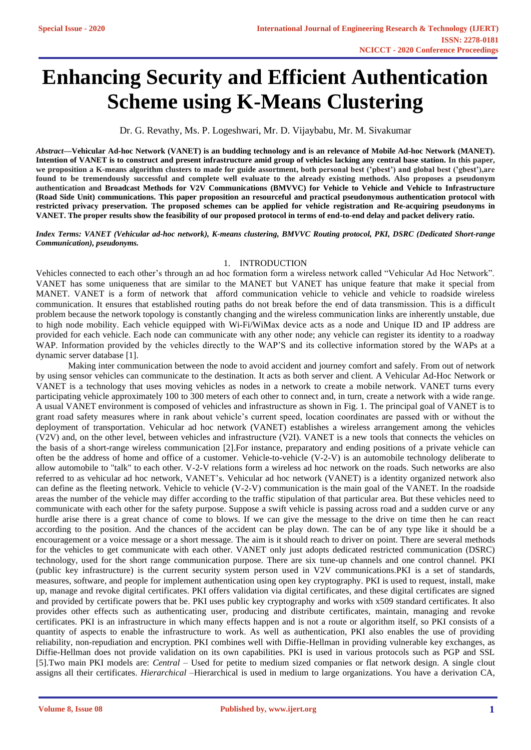# Enhancing Security and Efficient Authentication Scheme using K-Means Clustering

Dr. G. Revathy, Ms. P. Logeshwari, Mr. D. Vijaybabu, Mr. M. Sivakumar

***Abstract*—Vehicular Ad-hoc Network (VANET) is an budding technology and is an relevance of Mobile Ad-hoc Network (MANET). Intention of VANET is to construct and present infrastructure amid group of vehicles lacking any central base station. In this paper, we proposition a K-means algorithm clusters to made for guide assortment, both personal best ('pbest') and global best ('gbest'),are found to be tremendously successful and complete well evaluate to the already existing methods. Also proposes a pseudonym authentication and Broadcast Methods for V2V Communications (BMVVC) for Vehicle to Vehicle and Vehicle to Infrastructure (Road Side Unit) communications. This paper proposition an resourceful and practical pseudonymous authentication protocol with restricted privacy preservation. The proposed schemes can be applied for vehicle registration and Re-acquiring pseudonyms in VANET. The proper results show the feasibility of our proposed protocol in terms of end-to-end delay and packet delivery ratio.**

***Index Terms: VANET (Vehicular ad-hoc network), K-means clustering, BMVVC Routing protocol, PKI, DSRC (Dedicated Short-range Communication), pseudonyms.***

## 1. INTRODUCTION

Vehicles connected to each other's through an ad hoc formation form a wireless network called "Vehicular Ad Hoc Network". VANET has some uniqueness that are similar to the MANET but VANET has unique feature that make it special from MANET. VANET is a form of network that afford communication vehicle to vehicle and vehicle to roadside wireless communication. It ensures that established routing paths do not break before the end of data transmission. This is a difficult problem because the network topology is constantly changing and the wireless communication links are inherently unstable, due to high node mobility. Each vehicle equipped with Wi-Fi/WiMax device acts as a node and Unique ID and IP address are provided for each vehicle. Each node can communicate with any other node; any vehicle can register its identity to a roadway WAP. Information provided by the vehicles directly to the WAP'S and its collective information stored by the WAPs at a dynamic server database [1].

Making inter communication between the node to avoid accident and journey comfort and safely. From out of network by using sensor vehicles can communicate to the destination. It acts as both server and client. A Vehicular Ad-Hoc Network or VANET is a technology that uses moving vehicles as nodes in a network to create a mobile network. VANET turns every participating vehicle approximately 100 to 300 meters of each other to connect and, in turn, create a network with a wide range. A usual VANET environment is composed of vehicles and infrastructure as shown in Fig. 1. The principal goal of VANET is to grant road safety measures where in rank about vehicle's current speed, location coordinates are passed with or without the deployment of transportation. Vehicular ad hoc network (VANET) establishes a wireless arrangement among the vehicles (V2V) and, on the other level, between vehicles and infrastructure (V2I). VANET is a new tools that connects the vehicles on the basis of a short-range wireless communication [2].For instance, preparatory and ending positions of a private vehicle can often be the address of home and office of a customer. Vehicle-to-vehicle (V-2-V) is an automobile technology deliberate to allow automobile to "talk" to each other. V-2-V relations form a wireless ad hoc network on the roads. Such networks are also referred to as vehicular ad hoc network, VANET's. Vehicular ad hoc network (VANET) is a identity organized network also can define as the fleeting network. Vehicle to vehicle (V-2-V) communication is the main goal of the VANET. In the roadside areas the number of the vehicle may differ according to the traffic stipulation of that particular area. But these vehicles need to communicate with each other for the safety purpose. Suppose a swift vehicle is passing across road and a sudden curve or any hurdle arise there is a great chance of come to blows. If we can give the message to the drive on time then he can react according to the position. And the chances of the accident can be play down. The can be of any type like it should be a encouragement or a voice message or a short message. The aim is it should reach to driver on point. There are several methods for the vehicles to get communicate with each other. VANET only just adopts dedicated restricted communication (DSRC) technology, used for the short range communication purpose. There are six tune-up channels and one control channel. PKI (public key infrastructure) is the current security system person used in V2V communications.PKI is a set of standards, measures, software, and people for implement authentication using open key cryptography. PKI is used to request, install, make up, manage and revoke digital certificates. PKI offers validation via digital certificates, and these digital certificates are signed and provided by certificate powers that be. PKI uses public key cryptography and works with x509 standard certificates. It also provides other effects such as authenticating user, producing and distribute certificates, maintain, managing and revoke certificates. PKI is an infrastructure in which many effects happen and is not a route or algorithm itself, so PKI consists of a quantity of aspects to enable the infrastructure to work. As well as authentication, PKI also enables the use of providing reliability, non-repudiation and encryption. PKI combines well with Diffie-Hellman in providing vulnerable key exchanges, as Diffie-Hellman does not provide validation on its own capabilities. PKI is used in various protocols such as PGP and SSL [5].Two main PKI models are: *Central* – Used for petite to medium sized companies or flat network design. A single clout assigns all their certificates. *Hierarchical* –Hierarchical is used in medium to large organizations. You have a derivation CA,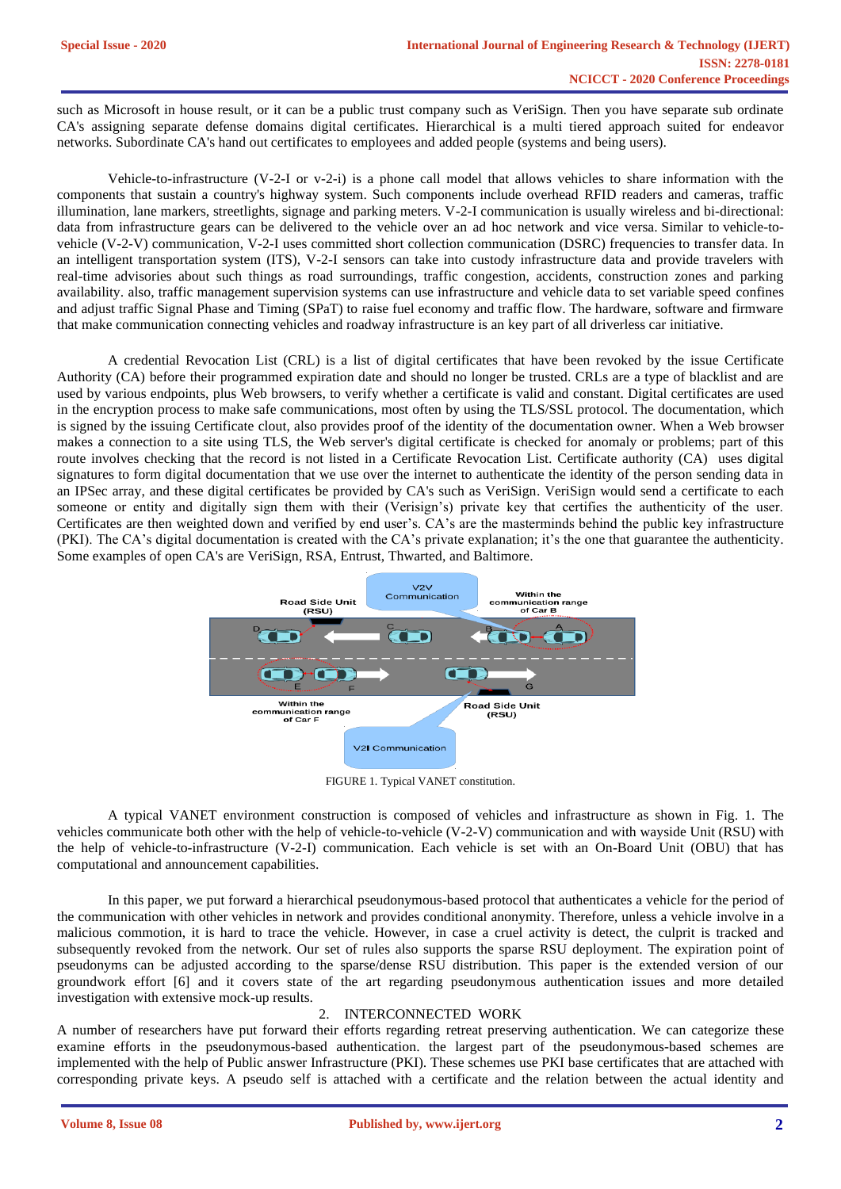such as Microsoft in house result, or it can be a public trust company such as VeriSign. Then you have separate sub ordinate CA's assigning separate defense domains digital certificates. Hierarchical is a multi tiered approach suited for endeavor networks. Subordinate CA's hand out certificates to employees and added people (systems and being users).

Vehicle-to-infrastructure (V-2-I or v-2-i) is a phone call model that allows vehicles to share information with the components that sustain a country's highway system. Such components include overhead RFID readers and cameras, traffic illumination, lane markers, streetlights, signage and parking meters. V-2-I communication is usually wireless and bi-directional: data from infrastructure gears can be delivered to the vehicle over an ad hoc network and vice versa. Similar to vehicle-to-vehicle (V-2-V) communication, V-2-I uses committed short collection communication (DSRC) frequencies to transfer data. In an intelligent transportation system (ITS), V-2-I sensors can take into custody infrastructure data and provide travelers with real-time advisories about such things as road surroundings, traffic congestion, accidents, construction zones and parking availability. also, traffic management supervision systems can use infrastructure and vehicle data to set variable speed confines and adjust traffic Signal Phase and Timing (SPaT) to raise fuel economy and traffic flow. The hardware, software and firmware that make communication connecting vehicles and roadway infrastructure is an key part of all driverless car initiative.

A credential Revocation List (CRL) is a list of digital certificates that have been revoked by the issue Certificate Authority (CA) before their programmed expiration date and should no longer be trusted. CRLs are a type of blacklist and are used by various endpoints, plus Web browsers, to verify whether a certificate is valid and constant. Digital certificates are used in the encryption process to make safe communications, most often by using the TLS/SSL protocol. The documentation, which is signed by the issuing Certificate clout, also provides proof of the identity of the documentation owner. When a Web browser makes a connection to a site using TLS, the Web server's digital certificate is checked for anomaly or problems; part of this route involves checking that the record is not listed in a Certificate Revocation List. Certificate authority (CA) uses digital signatures to form digital documentation that we use over the internet to authenticate the identity of the person sending data in an IPSec array, and these digital certificates be provided by CA's such as VeriSign. VeriSign would send a certificate to each someone or entity and digitally sign them with their (Verisign's) private key that certifies the authenticity of the user. Certificates are then weighted down and verified by end user's. CA's are the masterminds behind the public key infrastructure (PKI). The CA's digital documentation is created with the CA's private explanation; it's the one that guarantee the authenticity. Some examples of open CA's are VeriSign, RSA, Entrust, Thwarted, and Baltimore.

FIGURE 1. Typical VANET constitution.

A typical VANET environment construction is composed of vehicles and infrastructure as shown in Fig. 1. The vehicles communicate both other with the help of vehicle-to-vehicle (V-2-V) communication and with wayside Unit (RSU) with the help of vehicle-to-infrastructure (V-2-I) communication. Each vehicle is set with an On-Board Unit (OBU) that has computational and announcement capabilities.

In this paper, we put forward a hierarchical pseudonymous-based protocol that authenticates a vehicle for the period of the communication with other vehicles in network and provides conditional anonymity. Therefore, unless a vehicle involve in a malicious commotion, it is hard to trace the vehicle. However, in case a cruel activity is detect, the culprit is tracked and subsequently revoked from the network. Our set of rules also supports the sparse RSU deployment. The expiration point of pseudonyms can be adjusted according to the sparse/dense RSU distribution. This paper is the extended version of our groundwork effort [6] and it covers state of the art regarding pseudonymous authentication issues and more detailed investigation with extensive mock-up results.

## 2. INTERCONNECTED WORK

A number of researchers have put forward their efforts regarding retreat preserving authentication. We can categorize these examine efforts in the pseudonymous-based authentication. the largest part of the pseudonymous-based schemes are implemented with the help of Public answer Infrastructure (PKI). These schemes use PKI base certificates that are attached with corresponding private keys. A pseudo self is attached with a certificate and the relation between the actual identity and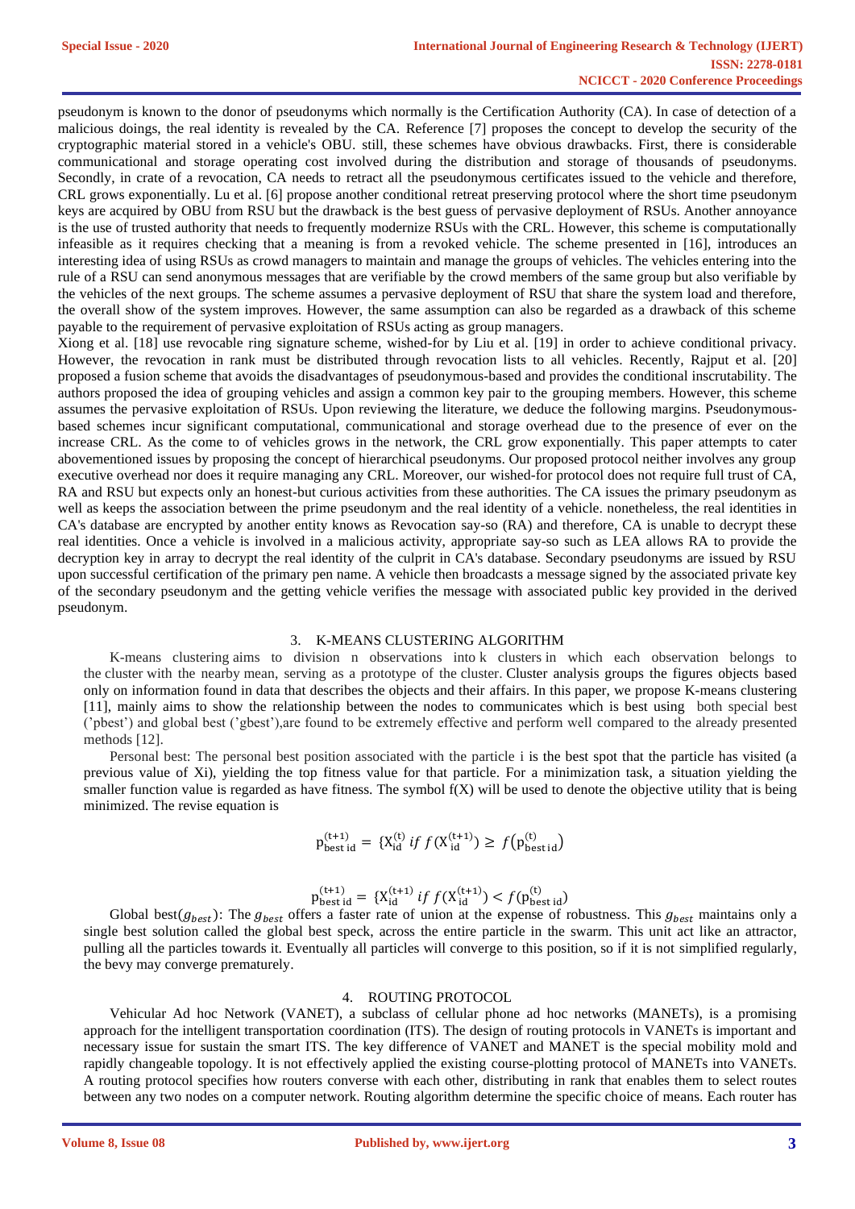pseudonym is known to the donor of pseudonyms which normally is the Certification Authority (CA). In case of detection of a malicious doings, the real identity is revealed by the CA. Reference [7] proposes the concept to develop the security of the cryptographic material stored in a vehicle's OBU. still, these schemes have obvious drawbacks. First, there is considerable communicational and storage operating cost involved during the distribution and storage of thousands of pseudonyms. Secondly, in crate of a revocation, CA needs to retract all the pseudonymous certificates issued to the vehicle and therefore, CRL grows exponentially. Lu et al. [6] propose another conditional retreat preserving protocol where the short time pseudonym keys are acquired by OBU from RSU but the drawback is the best guess of pervasive deployment of RSUs. Another annoyance is the use of trusted authority that needs to frequently modernize RSUs with the CRL. However, this scheme is computationally infeasible as it requires checking that a meaning is from a revoked vehicle. The scheme presented in [16], introduces an interesting idea of using RSUs as crowd managers to maintain and manage the groups of vehicles. The vehicles entering into the rule of a RSU can send anonymous messages that are verifiable by the crowd members of the same group but also verifiable by the vehicles of the next groups. The scheme assumes a pervasive deployment of RSU that share the system load and therefore, the overall show of the system improves. However, the same assumption can also be regarded as a drawback of this scheme payable to the requirement of pervasive exploitation of RSUs acting as group managers.

Xiong et al. [18] use revocable ring signature scheme, wished-for by Liu et al. [19] in order to achieve conditional privacy. However, the revocation in rank must be distributed through revocation lists to all vehicles. Recently, Rajput et al. [20] proposed a fusion scheme that avoids the disadvantages of pseudonymous-based and provides the conditional inscrutability. The authors proposed the idea of grouping vehicles and assign a common key pair to the grouping members. However, this scheme assumes the pervasive exploitation of RSUs. Upon reviewing the literature, we deduce the following margins. Pseudonymous-based schemes incur significant computational, communicational and storage overhead due to the presence of ever on the increase CRL. As the come to of vehicles grows in the network, the CRL grow exponentially. This paper attempts to cater abovementioned issues by proposing the concept of hierarchical pseudonyms. Our proposed protocol neither involves any group executive overhead nor does it require managing any CRL. Moreover, our wished-for protocol does not require full trust of CA, RA and RSU but expects only an honest-but curious activities from these authorities. The CA issues the primary pseudonym as well as keeps the association between the prime pseudonym and the real identity of a vehicle. nonetheless, the real identities in CA's database are encrypted by another entity knows as Revocation say-so (RA) and therefore, CA is unable to decrypt these real identities. Once a vehicle is involved in a malicious activity, appropriate say-so such as LEA allows RA to provide the decryption key in array to decrypt the real identity of the culprit in CA's database. Secondary pseudonyms are issued by RSU upon successful certification of the primary pen name. A vehicle then broadcasts a message signed by the associated private key of the secondary pseudonym and the getting vehicle verifies the message with associated public key provided in the derived pseudonym.

## 3. K-MEANS CLUSTERING ALGORITHM

K-means clustering aims to division n observations into k clusters in which each observation belongs to the cluster with the nearby mean, serving as a prototype of the cluster. Cluster analysis groups the figures objects based only on information found in data that describes the objects and their affairs. In this paper, we propose K-means clustering [11], mainly aims to show the relationship between the nodes to communicates which is best using both special best ('pbest') and global best ('gbest'),are found to be extremely effective and perform well compared to the already presented methods [12].

Personal best: The personal best position associated with the particle i is the best spot that the particle has visited (a previous value of Xi), yielding the top fitness value for that particle. For a minimization task, a situation yielding the smaller function value is regarded as have fitness. The symbol f(X) will be used to denote the objective utility that is being minimized. The revise equation is

$$p_{\text{best id}}^{(t+1)} = \{X_{\text{id}}^{(t)} \; if \; f(X_{\text{id}}^{(t+1)}) \geq f(p_{\text{best id}}^{(t)})$$

$$p_{\text{best id}}^{(t+1)} = \{X_{\text{id}}^{(t+1)} \; if \; f(X_{\text{id}}^{(t+1)}) < f(p_{\text{best id}}^{(t)})$$

Global best($g_{best}$): The $g_{best}$ offers a faster rate of union at the expense of robustness. This $g_{best}$ maintains only a single best solution called the global best speck, across the entire particle in the swarm. This unit act like an attractor, pulling all the particles towards it. Eventually all particles will converge to this position, so if it is not simplified regularly, the bevy may converge prematurely.

## 4. ROUTING PROTOCOL

Vehicular Ad hoc Network (VANET), a subclass of cellular phone ad hoc networks (MANETs), is a promising approach for the intelligent transportation coordination (ITS). The design of routing protocols in VANETs is important and necessary issue for sustain the smart ITS. The key difference of VANET and MANET is the special mobility mold and rapidly changeable topology. It is not effectively applied the existing course-plotting protocol of MANETs into VANETs. A routing protocol specifies how routers converse with each other, distributing in rank that enables them to select routes between any two nodes on a computer network. Routing algorithm determine the specific choice of means. Each router has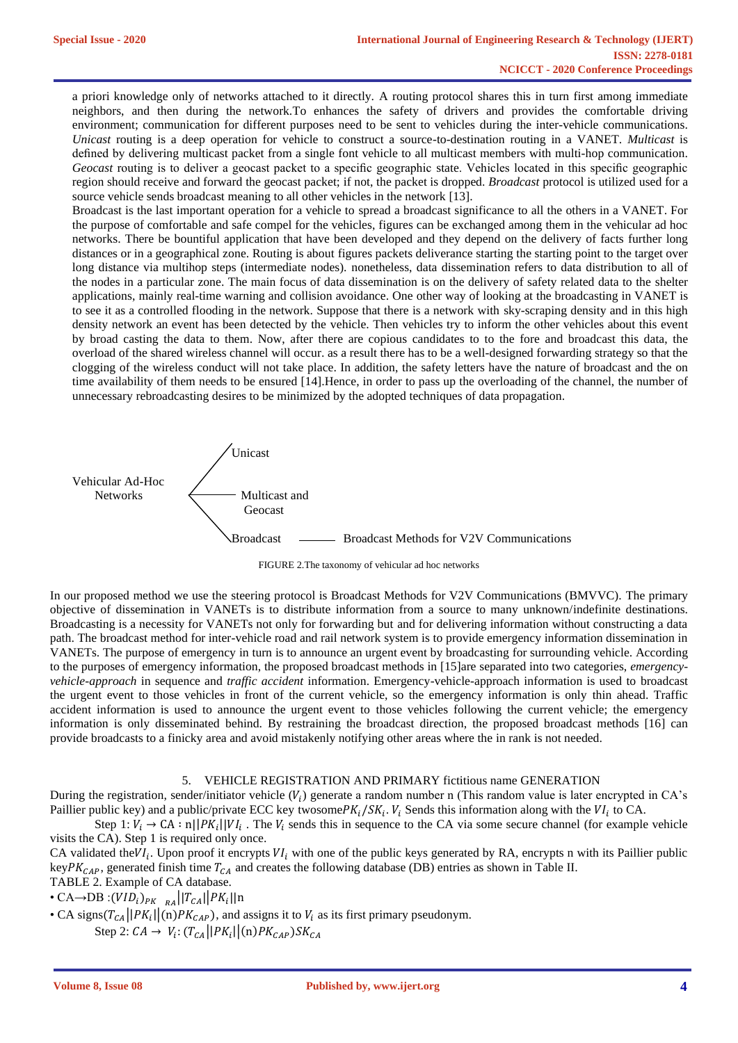a priori knowledge only of networks attached to it directly. A routing protocol shares this in turn first among immediate neighbors, and then during the network.To enhances the safety of drivers and provides the comfortable driving environment; communication for different purposes need to be sent to vehicles during the inter-vehicle communications. *Unicast* routing is a deep operation for vehicle to construct a source-to-destination routing in a VANET. *Multicast* is defined by delivering multicast packet from a single font vehicle to all multicast members with multi-hop communication. *Geocast* routing is to deliver a geocast packet to a specific geographic state. Vehicles located in this specific geographic region should receive and forward the geocast packet; if not, the packet is dropped. *Broadcast* protocol is utilized used for a source vehicle sends broadcast meaning to all other vehicles in the network [13].

Broadcast is the last important operation for a vehicle to spread a broadcast significance to all the others in a VANET. For the purpose of comfortable and safe compel for the vehicles, figures can be exchanged among them in the vehicular ad hoc networks. There be bountiful application that have been developed and they depend on the delivery of facts further long distances or in a geographical zone. Routing is about figures packets deliverance starting the starting point to the target over long distance via multihop steps (intermediate nodes). nonetheless, data dissemination refers to data distribution to all of the nodes in a particular zone. The main focus of data dissemination is on the delivery of safety related data to the shelter applications, mainly real-time warning and collision avoidance. One other way of looking at the broadcasting in VANET is to see it as a controlled flooding in the network. Suppose that there is a network with sky-scraping density and in this high density network an event has been detected by the vehicle. Then vehicles try to inform the other vehicles about this event by broad casting the data to them. Now, after there are copious candidates to to the fore and broadcast this data, the overload of the shared wireless channel will occur. as a result there has to be a well-designed forwarding strategy so that the clogging of the wireless conduct will not take place. In addition, the safety letters have the nature of broadcast and the on time availability of them needs to be ensured [14].Hence, in order to pass up the overloading of the channel, the number of unnecessary rebroadcasting desires to be minimized by the adopted techniques of data propagation.

Vehicular Ad-Hoc Networks → Unicast; Multicast and Geocast; Broadcast → Broadcast Methods for V2V Communications

FIGURE 2.The taxonomy of vehicular ad hoc networks

In our proposed method we use the steering protocol is Broadcast Methods for V2V Communications (BMVVC). The primary objective of dissemination in VANETs is to distribute information from a source to many unknown/indefinite destinations. Broadcasting is a necessity for VANETs not only for forwarding but and for delivering information without constructing a data path. The broadcast method for inter-vehicle road and rail network system is to provide emergency information dissemination in VANETs. The purpose of emergency in turn is to announce an urgent event by broadcasting for surrounding vehicle. According to the purposes of emergency information, the proposed broadcast methods in [15]are separated into two categories, *emergency-vehicle-approach* in sequence and *traffic accident* information. Emergency-vehicle-approach information is used to broadcast the urgent event to those vehicles in front of the current vehicle, so the emergency information is only thin ahead. Traffic accident information is used to announce the urgent event to those vehicles following the current vehicle; the emergency information is only disseminated behind. By restraining the broadcast direction, the proposed broadcast methods [16] can provide broadcasts to a finicky area and avoid mistakenly notifying other areas where the in rank is not needed.

## 5. VEHICLE REGISTRATION AND PRIMARY fictitious name GENERATION

During the registration, sender/initiator vehicle ($V_i$) generate a random number n (This random value is later encrypted in CA's Paillier public key) and a public/private ECC key twosome$PK_i/SK_i$. $V_i$ Sends this information along with the $VI_i$ to CA.

Step 1: $V_i \rightarrow$ CA : n$||PK_i||VI_i$ . The $V_i$ sends this in sequence to the CA via some secure channel (for example vehicle visits the CA). Step 1 is required only once.

CA validated the$VI_i$. Upon proof it encrypts $VI_i$ with one of the public keys generated by RA, encrypts n with its Paillier public key$PK_{CAP}$, generated finish time $T_{CA}$ and creates the following database (DB) entries as shown in Table II.

TABLE 2. Example of CA database.

- CA→DB :$(VID_i)_{PK\_RA}||T_{CA}||PK_i||$n
- CA signs($T_{CA}||PK_i||$(n)$PK_{CAP}$), and assigns it to $V_i$ as its first primary pseudonym.

Step 2: $CA \rightarrow V_i$: $(T_{CA}||PK_i||(\text{n})PK_{CAP})SK_{CA}$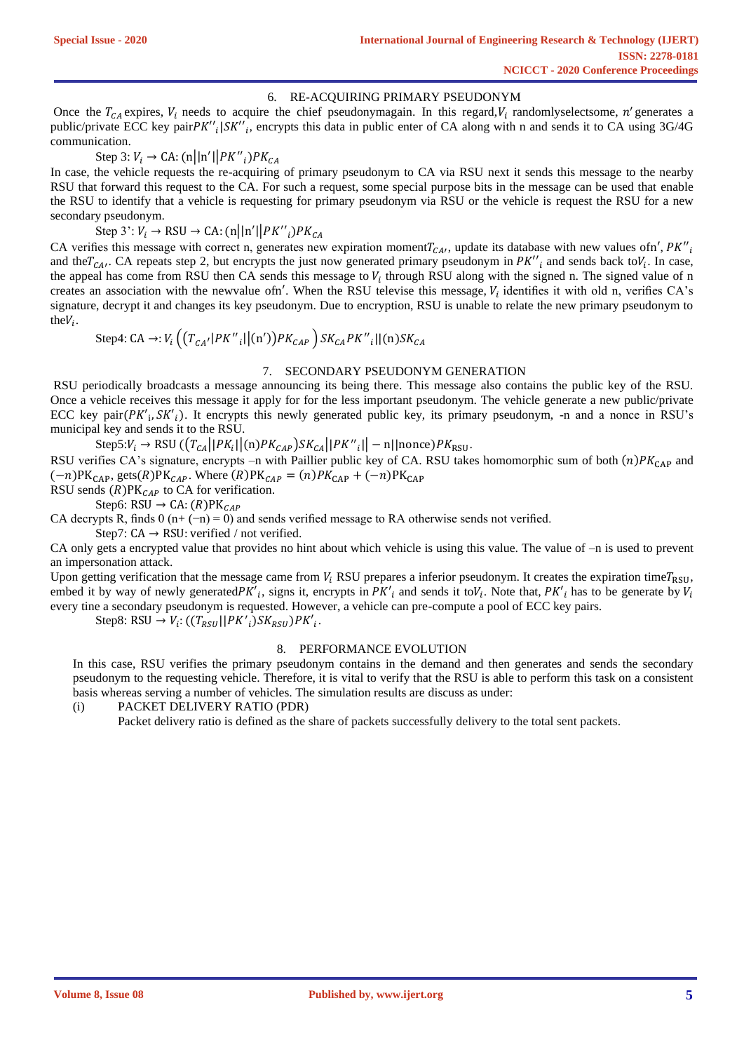## 6. RE-ACQUIRING PRIMARY PSEUDONYM

Once the $T_{CA}$ expires, $V_i$ needs to acquire the chief pseudonymagain. In this regard,$V_i$ randomlyselectsome, $n'$ generates a public/private ECC key pair$PK''_i|SK''_i$, encrypts this data in public enter of CA along with n and sends it to CA using 3G/4G communication.

Step 3: $V_i \rightarrow$ CA: $(\text{n}||\text{n}'||PK''_i)PK_{CA}$

In case, the vehicle requests the re-acquiring of primary pseudonym to CA via RSU next it sends this message to the nearby RSU that forward this request to the CA. For such a request, some special purpose bits in the message can be used that enable the RSU to identify that a vehicle is requesting for primary pseudonym via RSU or the vehicle is request the RSU for a new secondary pseudonym.

Step 3': $V_i \rightarrow$ RSU $\rightarrow$ CA: $(\text{n}||\text{n}'||PK''_i)PK_{CA}$

CA verifies this message with correct n, generates new expiration moment$T_{CA'}$, update its database with new values of$\text{n}'$, $PK''_i$ and the$T_{CA'}$. CA repeats step 2, but encrypts the just now generated primary pseudonym in $PK''_i$ and sends back to$V_i$. In case, the appeal has come from RSU then CA sends this message to $V_i$ through RSU along with the signed n. The signed value of n creates an association with the newvalue of$\text{n}'$. When the RSU televise this message, $V_i$ identifies it with old n, verifies CA's signature, decrypt it and changes its key pseudonym. Due to encryption, RSU is unable to relate the new primary pseudonym to the$V_i$.

Step4: CA $\rightarrow$: $V_i\left(\left(T_{CA'}|PK''_i||(\text{n}')\right)PK_{CAP}\right)SK_{CA}PK''_i||(\text{n})SK_{CA}$

## 7. SECONDARY PSEUDONYM GENERATION

RSU periodically broadcasts a message announcing its being there. This message also contains the public key of the RSU. Once a vehicle receives this message it apply for for the less important pseudonym. The vehicle generate a new public/private ECC key pair$(PK'_i, SK'_i)$. It encrypts this newly generated public key, its primary pseudonym, -n and a nonce in RSU's municipal key and sends it to the RSU.

Step5:$V_i \rightarrow$ RSU $((T_{CA}||PK_i||(\text{n})PK_{CAP})SK_{CA}||PK''_i|| - \text{n}||\text{nonce})PK_{\text{RSU}}$.

RSU verifies CA's signature, encrypts –n with Paillier public key of CA. RSU takes homomorphic sum of both $(n)PK_{\text{CAP}}$ and $(-n)\text{PK}_{\text{CAP}}$, gets$(R)\text{PK}_{CAP}$. Where $(R)\text{PK}_{CAP} = (n)PK_{\text{CAP}} + (-n)\text{PK}_{\text{CAP}}$

RSU sends $(R)\text{PK}_{CAP}$ to CA for verification.

Step6: RSU $\rightarrow$ CA: $(R)\text{PK}_{CAP}$

CA decrypts R, finds 0 (n+ (−n) = 0) and sends verified message to RA otherwise sends not verified.

Step7: CA $\rightarrow$ RSU: verified / not verified.

CA only gets a encrypted value that provides no hint about which vehicle is using this value. The value of –n is used to prevent an impersonation attack.

Upon getting verification that the message came from $V_i$ RSU prepares a inferior pseudonym. It creates the expiration time$T_{\text{RSU}}$, embed it by way of newly generated$PK'_i$, signs it, encrypts in $PK'_i$ and sends it to$V_i$. Note that, $PK'_i$ has to be generate by $V_i$ every tine a secondary pseudonym is requested. However, a vehicle can pre-compute a pool of ECC key pairs.

Step8: RSU $\rightarrow V_i$: $((T_{RSU}||PK'_i)SK_{RSU})PK'_i$.

## 8. PERFORMANCE EVOLUTION

In this case, RSU verifies the primary pseudonym contains in the demand and then generates and sends the secondary pseudonym to the requesting vehicle. Therefore, it is vital to verify that the RSU is able to perform this task on a consistent basis whereas serving a number of vehicles. The simulation results are discuss as under:

(i) PACKET DELIVERY RATIO (PDR)

Packet delivery ratio is defined as the share of packets successfully delivery to the total sent packets.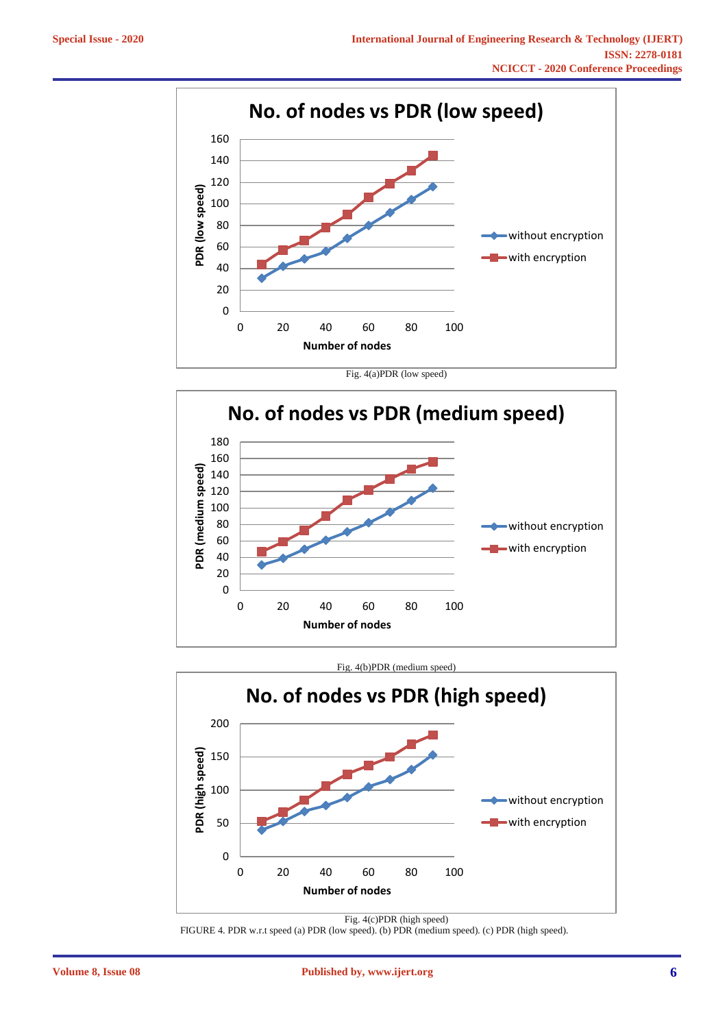Fig. 4(a)PDR (low speed)

Fig. 4(b)PDR (medium speed)

Fig. 4(c)PDR (high speed)

FIGURE 4. PDR w.r.t speed (a) PDR (low speed). (b) PDR (medium speed). (c) PDR (high speed).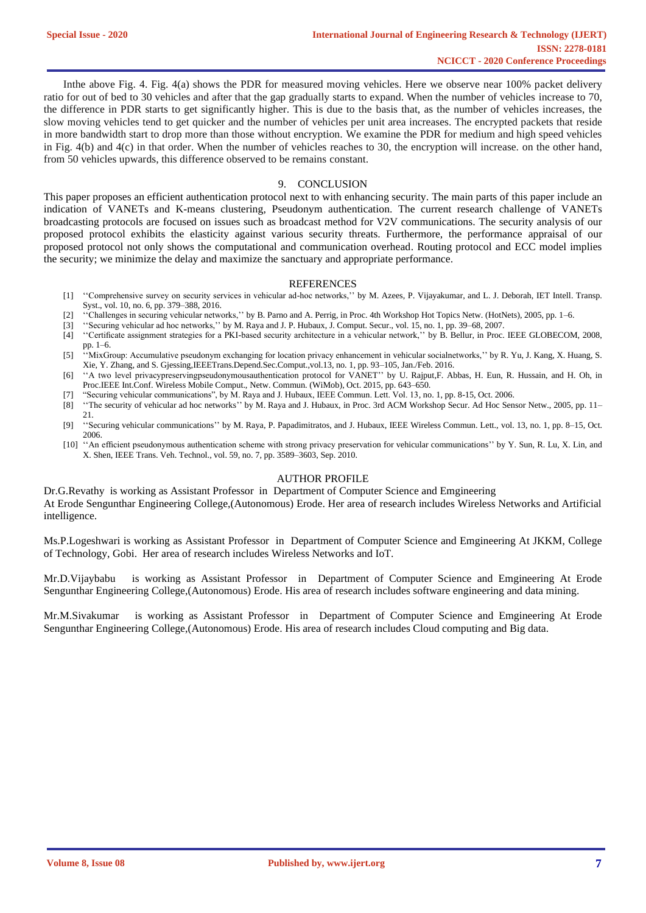Inthe above Fig. 4. Fig. 4(a) shows the PDR for measured moving vehicles. Here we observe near 100% packet delivery ratio for out of bed to 30 vehicles and after that the gap gradually starts to expand. When the number of vehicles increase to 70, the difference in PDR starts to get significantly higher. This is due to the basis that, as the number of vehicles increases, the slow moving vehicles tend to get quicker and the number of vehicles per unit area increases. The encrypted packets that reside in more bandwidth start to drop more than those without encryption. We examine the PDR for medium and high speed vehicles in Fig. 4(b) and 4(c) in that order. When the number of vehicles reaches to 30, the encryption will increase. on the other hand, from 50 vehicles upwards, this difference observed to be remains constant.

## 9. CONCLUSION

This paper proposes an efficient authentication protocol next to with enhancing security. The main parts of this paper include an indication of VANETs and K-means clustering, Pseudonym authentication. The current research challenge of VANETs broadcasting protocols are focused on issues such as broadcast method for V2V communications. The security analysis of our proposed protocol exhibits the elasticity against various security threats. Furthermore, the performance appraisal of our proposed protocol not only shows the computational and communication overhead. Routing protocol and ECC model implies the security; we minimize the delay and maximize the sanctuary and appropriate performance.

## REFERENCES

[1] ''Comprehensive survey on security services in vehicular ad-hoc networks,'' by M. Azees, P. Vijayakumar, and L. J. Deborah, IET Intell. Transp. Syst., vol. 10, no. 6, pp. 379–388, 2016.

[2] ''Challenges in securing vehicular networks,'' by B. Parno and A. Perrig, in Proc. 4th Workshop Hot Topics Netw. (HotNets), 2005, pp. 1–6.

[3] ''Securing vehicular ad hoc networks,'' by M. Raya and J. P. Hubaux, J. Comput. Secur., vol. 15, no. 1, pp. 39–68, 2007.

[4] ''Certificate assignment strategies for a PKI-based security architecture in a vehicular network,'' by B. Bellur, in Proc. IEEE GLOBECOM, 2008, pp. 1–6.

[5] ''MixGroup: Accumulative pseudonym exchanging for location privacy enhancement in vehicular socialnetworks,'' by R. Yu, J. Kang, X. Huang, S. Xie, Y. Zhang, and S. Gjessing,IEEETrans.Depend.Sec.Comput.,vol.13, no. 1, pp. 93–105, Jan./Feb. 2016.

[6] ''A two level privacypreservingpseudonymousauthentication protocol for VANET'' by U. Rajput,F. Abbas, H. Eun, R. Hussain, and H. Oh, in Proc.IEEE Int.Conf. Wireless Mobile Comput., Netw. Commun. (WiMob), Oct. 2015, pp. 643–650.

[7] "Securing vehicular communications", by M. Raya and J. Hubaux, IEEE Commun. Lett. Vol. 13, no. 1, pp. 8-15, Oct. 2006.

[8] ''The security of vehicular ad hoc networks'' by M. Raya and J. Hubaux, in Proc. 3rd ACM Workshop Secur. Ad Hoc Sensor Netw., 2005, pp. 11–21.

[9] ''Securing vehicular communications'' by M. Raya, P. Papadimitratos, and J. Hubaux, IEEE Wireless Commun. Lett., vol. 13, no. 1, pp. 8–15, Oct. 2006.

[10] ''An efficient pseudonymous authentication scheme with strong privacy preservation for vehicular communications'' by Y. Sun, R. Lu, X. Lin, and X. Shen, IEEE Trans. Veh. Technol., vol. 59, no. 7, pp. 3589–3603, Sep. 2010.

## AUTHOR PROFILE

Dr.G.Revathy is working as Assistant Professor in Department of Computer Science and Emgineering At Erode Sengunthar Engineering College,(Autonomous) Erode. Her area of research includes Wireless Networks and Artificial intelligence.

Ms.P.Logeshwari is working as Assistant Professor in Department of Computer Science and Emgineering At JKKM, College of Technology, Gobi. Her area of research includes Wireless Networks and IoT.

Mr.D.Vijaybabu is working as Assistant Professor in Department of Computer Science and Emgineering At Erode Sengunthar Engineering College,(Autonomous) Erode. His area of research includes software engineering and data mining.

Mr.M.Sivakumar is working as Assistant Professor in Department of Computer Science and Emgineering At Erode Sengunthar Engineering College,(Autonomous) Erode. His area of research includes Cloud computing and Big data.